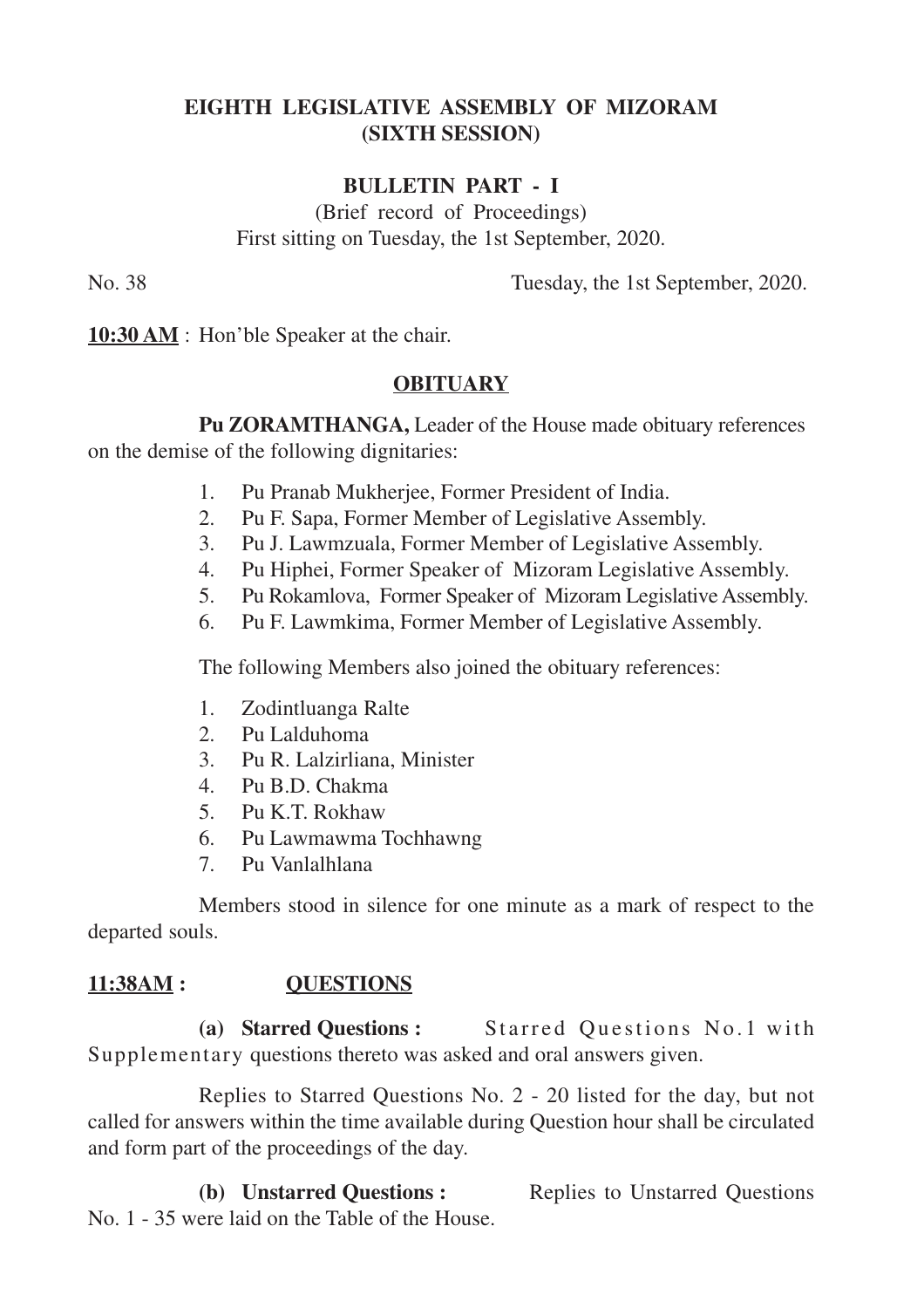# EIGHTH LEGISLATIVE ASSEMBLY OF MIZORAM
## (SIXTH SESSION)

### BULLETIN PART - I

(Brief record of Proceedings)
First sitting on Tuesday, the 1st September, 2020.

No. 38 Tuesday, the 1st September, 2020.

**10:30 AM** : Hon'ble Speaker at the chair.

**OBITUARY**

**Pu ZORAMTHANGA,** Leader of the House made obituary references on the demise of the following dignitaries:

1. Pu Pranab Mukherjee, Former President of India.
2. Pu F. Sapa, Former Member of Legislative Assembly.
3. Pu J. Lawmzuala, Former Member of Legislative Assembly.
4. Pu Hiphei, Former Speaker of Mizoram Legislative Assembly.
5. Pu Rokamlova, Former Speaker of Mizoram Legislative Assembly.
6. Pu F. Lawmkima, Former Member of Legislative Assembly.

The following Members also joined the obituary references:

1. Zodintluanga Ralte
2. Pu Lalduhoma
3. Pu R. Lalzirliana, Minister
4. Pu B.D. Chakma
5. Pu K.T. Rokhaw
6. Pu Lawmawma Tochhawng
7. Pu Vanlalhlana

Members stood in silence for one minute as a mark of respect to the departed souls.

**11:38AM : QUESTIONS**

**(a) Starred Questions :** Starred Questions No.1 with Supplementary questions thereto was asked and oral answers given.

Replies to Starred Questions No. 2 - 20 listed for the day, but not called for answers within the time available during Question hour shall be circulated and form part of the proceedings of the day.

**(b) Unstarred Questions :** Replies to Unstarred Questions No. 1 - 35 were laid on the Table of the House.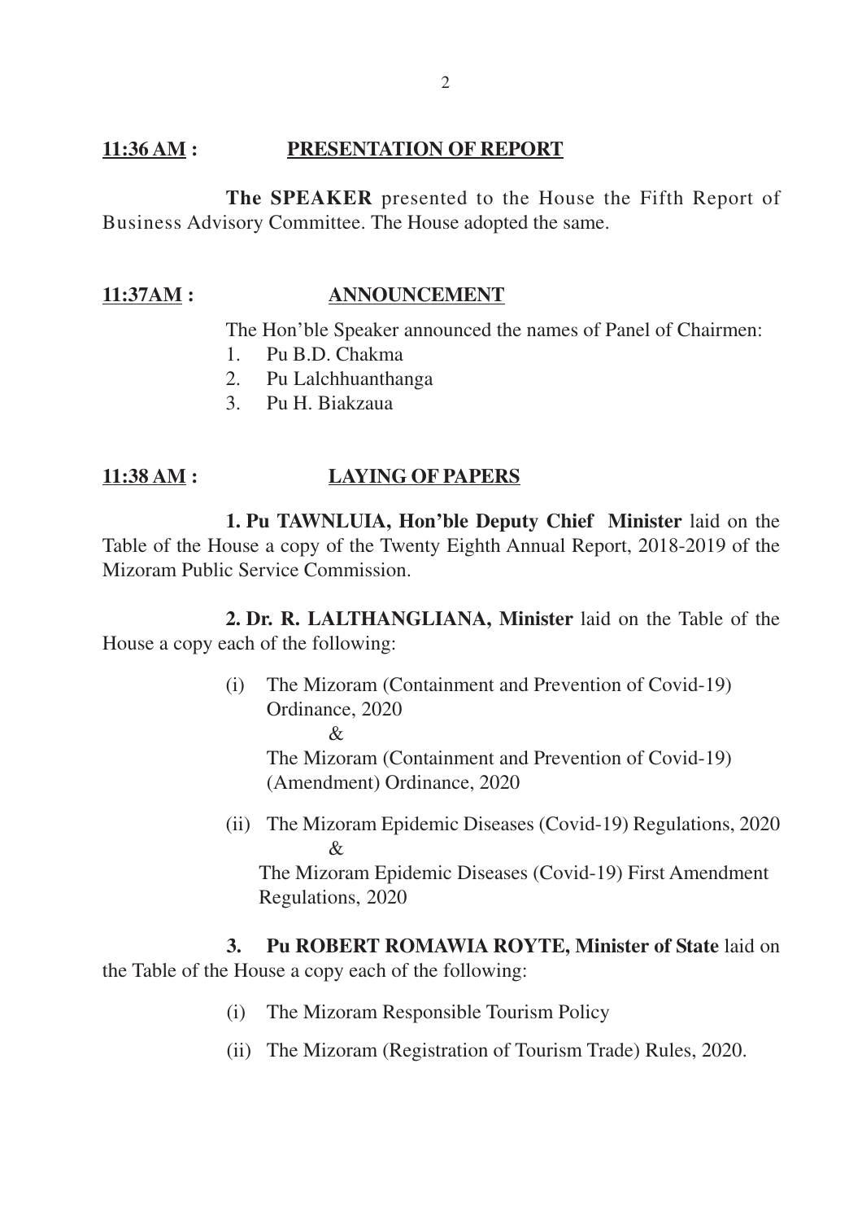**11:36 AM :** **PRESENTATION OF REPORT**

**The SPEAKER** presented to the House the Fifth Report of Business Advisory Committee. The House adopted the same.

**11:37AM :** **ANNOUNCEMENT**

The Hon'ble Speaker announced the names of Panel of Chairmen:

1. Pu B.D. Chakma
2. Pu Lalchhuanthanga
3. Pu H. Biakzaua

**11:38 AM :** **LAYING OF PAPERS**

**1. Pu TAWNLUIA, Hon'ble Deputy Chief Minister** laid on the Table of the House a copy of the Twenty Eighth Annual Report, 2018-2019 of the Mizoram Public Service Commission.

**2. Dr. R. LALTHANGLIANA, Minister** laid on the Table of the House a copy each of the following:

(i) The Mizoram (Containment and Prevention of Covid-19) Ordinance, 2020
&
The Mizoram (Containment and Prevention of Covid-19) (Amendment) Ordinance, 2020

(ii) The Mizoram Epidemic Diseases (Covid-19) Regulations, 2020
&
The Mizoram Epidemic Diseases (Covid-19) First Amendment Regulations, 2020

**3. Pu ROBERT ROMAWIA ROYTE, Minister of State** laid on the Table of the House a copy each of the following:

(i) The Mizoram Responsible Tourism Policy

(ii) The Mizoram (Registration of Tourism Trade) Rules, 2020.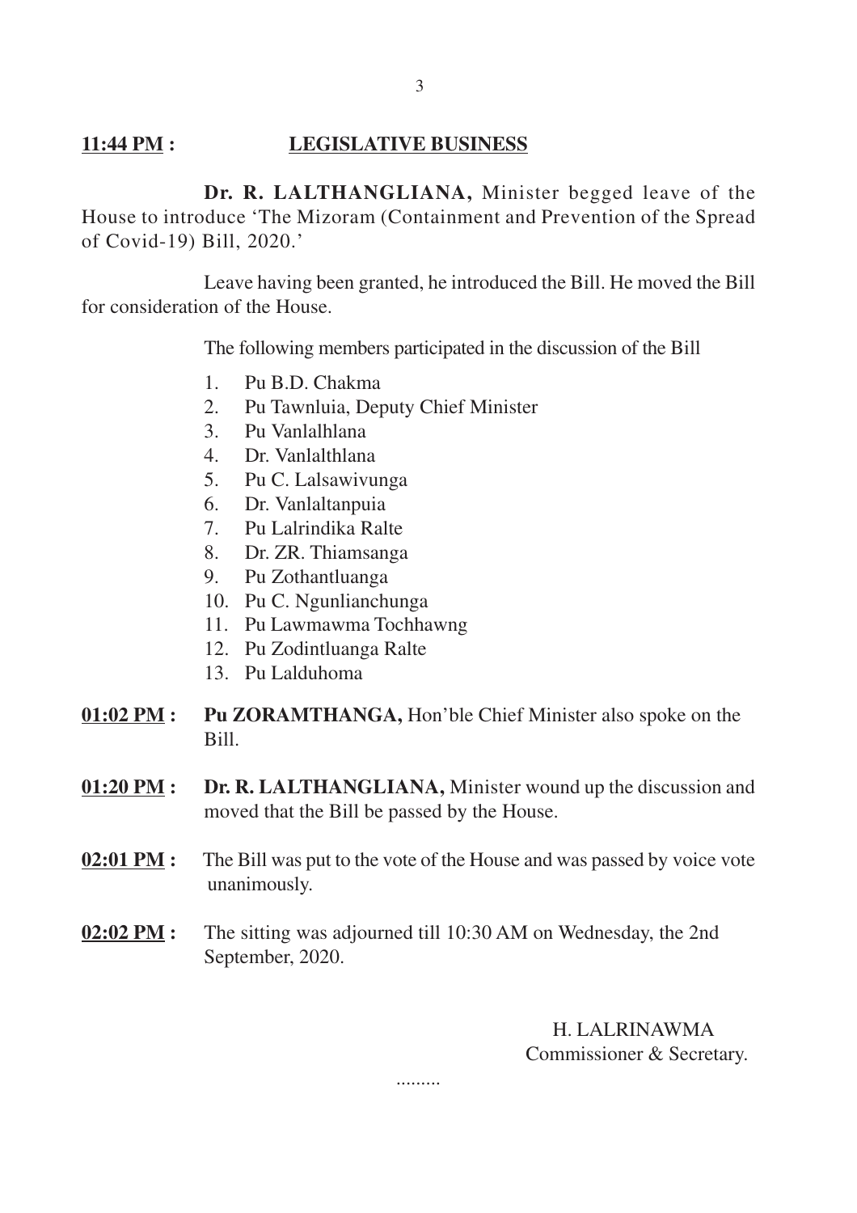**11:44 PM :** **LEGISLATIVE BUSINESS**

**Dr. R. LALTHANGLIANA,** Minister begged leave of the House to introduce 'The Mizoram (Containment and Prevention of the Spread of Covid-19) Bill, 2020.'

Leave having been granted, he introduced the Bill. He moved the Bill for consideration of the House.

The following members participated in the discussion of the Bill

1. Pu B.D. Chakma
2. Pu Tawnluia, Deputy Chief Minister
3. Pu Vanlalhlana
4. Dr. Vanlalthlana
5. Pu C. Lalsawivunga
6. Dr. Vanlaltanpuia
7. Pu Lalrindika Ralte
8. Dr. ZR. Thiamsanga
9. Pu Zothantluanga
10. Pu C. Ngunlianchunga
11. Pu Lawmawma Tochhawng
12. Pu Zodintluanga Ralte
13. Pu Lalduhoma

**01:02 PM :** **Pu ZORAMTHANGA,** Hon'ble Chief Minister also spoke on the Bill.

**01:20 PM :** **Dr. R. LALTHANGLIANA,** Minister wound up the discussion and moved that the Bill be passed by the House.

**02:01 PM :** The Bill was put to the vote of the House and was passed by voice vote unanimously.

**02:02 PM :** The sitting was adjourned till 10:30 AM on Wednesday, the 2nd September, 2020.

H. LALRINAWMA
Commissioner & Secretary.

.........